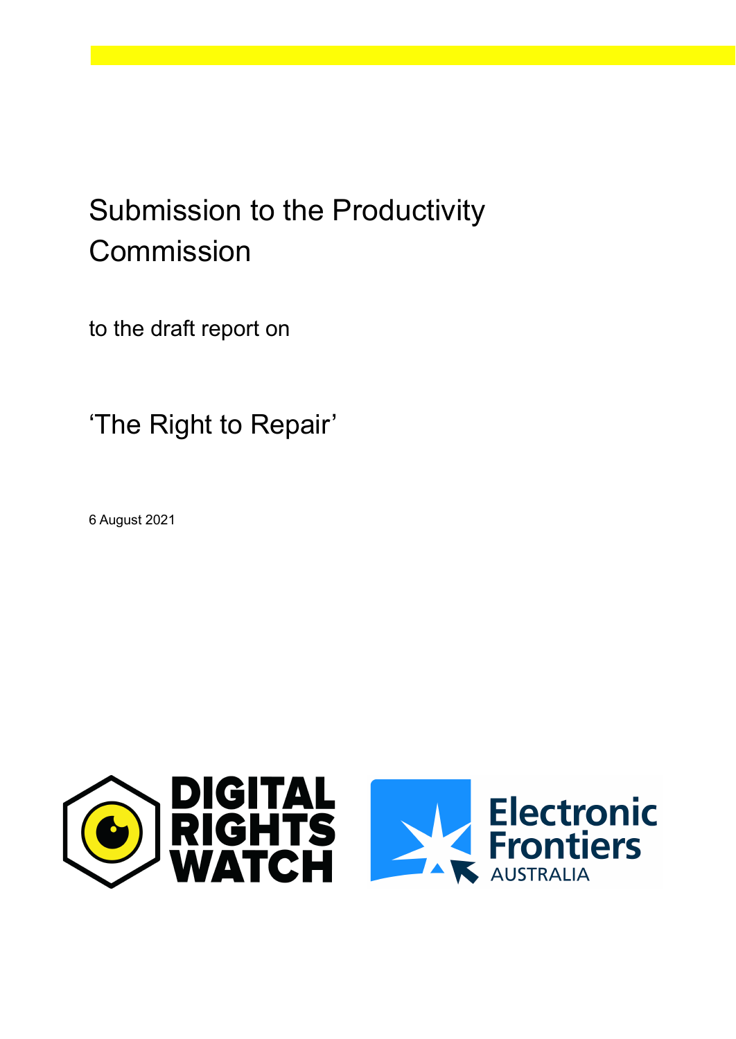# Submission to the Productivity Commission

to the draft report on

## 'The Right to Repair'

6 August 2021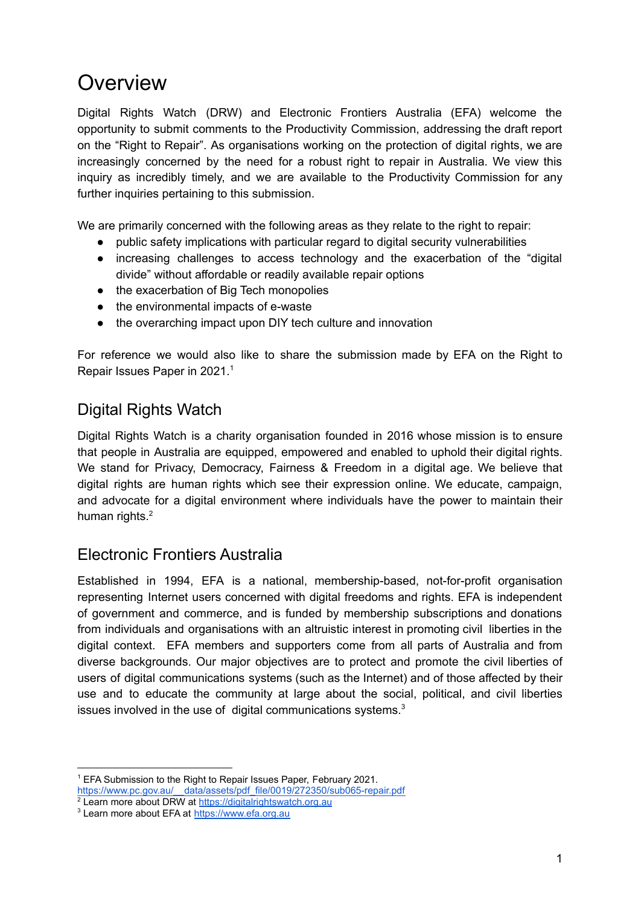# Overview

Digital Rights Watch (DRW) and Electronic Frontiers Australia (EFA) welcome the opportunity to submit comments to the Productivity Commission, addressing the draft report on the "Right to Repair". As organisations working on the protection of digital rights, we are increasingly concerned by the need for a robust right to repair in Australia. We view this inquiry as incredibly timely, and we are available to the Productivity Commission for any further inquiries pertaining to this submission.

We are primarily concerned with the following areas as they relate to the right to repair:

- public safety implications with particular regard to digital security vulnerabilities
- increasing challenges to access technology and the exacerbation of the "digital divide" without affordable or readily available repair options
- the exacerbation of Big Tech monopolies
- the environmental impacts of e-waste
- the overarching impact upon DIY tech culture and innovation

For reference we would also like to share the submission made by EFA on the Right to Repair Issues Paper in 2021.[1]

## Digital Rights Watch

Digital Rights Watch is a charity organisation founded in 2016 whose mission is to ensure that people in Australia are equipped, empowered and enabled to uphold their digital rights. We stand for Privacy, Democracy, Fairness & Freedom in a digital age. We believe that digital rights are human rights which see their expression online. We educate, campaign, and advocate for a digital environment where individuals have the power to maintain their human rights.[2]

## Electronic Frontiers Australia

Established in 1994, EFA is a national, membership-based, not-for-profit organisation representing Internet users concerned with digital freedoms and rights. EFA is independent of government and commerce, and is funded by membership subscriptions and donations from individuals and organisations with an altruistic interest in promoting civil liberties in the digital context. EFA members and supporters come from all parts of Australia and from diverse backgrounds. Our major objectives are to protect and promote the civil liberties of users of digital communications systems (such as the Internet) and of those affected by their use and to educate the community at large about the social, political, and civil liberties issues involved in the use of digital communications systems.[3]

---

[1] EFA Submission to the Right to Repair Issues Paper, February 2021. https://www.pc.gov.au/__data/assets/pdf_file/0019/272350/sub065-repair.pdf

[2] Learn more about DRW at https://digitalrightswatch.org.au

[3] Learn more about EFA at https://www.efa.org.au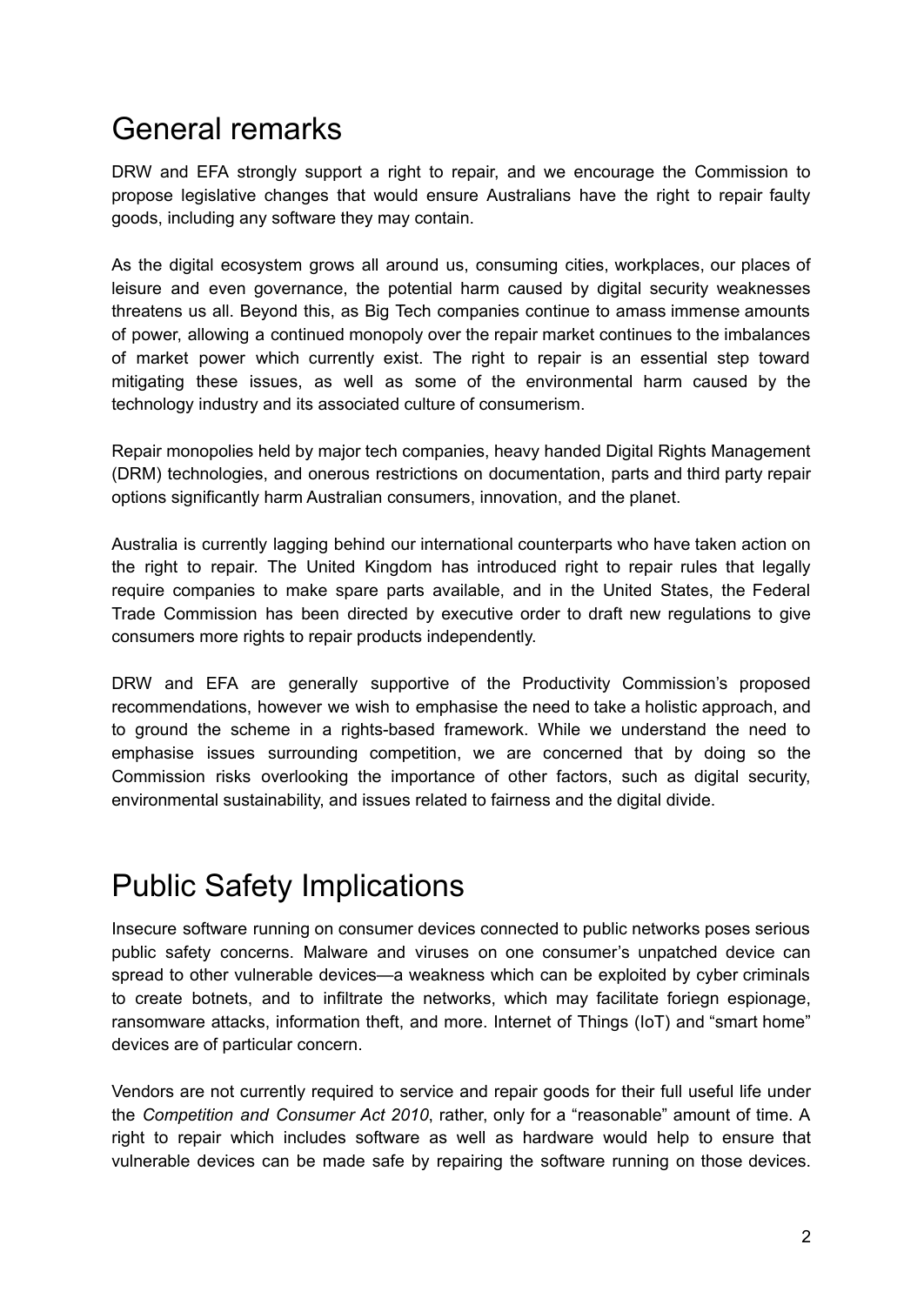# General remarks

DRW and EFA strongly support a right to repair, and we encourage the Commission to propose legislative changes that would ensure Australians have the right to repair faulty goods, including any software they may contain.

As the digital ecosystem grows all around us, consuming cities, workplaces, our places of leisure and even governance, the potential harm caused by digital security weaknesses threatens us all. Beyond this, as Big Tech companies continue to amass immense amounts of power, allowing a continued monopoly over the repair market continues to the imbalances of market power which currently exist. The right to repair is an essential step toward mitigating these issues, as well as some of the environmental harm caused by the technology industry and its associated culture of consumerism.

Repair monopolies held by major tech companies, heavy handed Digital Rights Management (DRM) technologies, and onerous restrictions on documentation, parts and third party repair options significantly harm Australian consumers, innovation, and the planet.

Australia is currently lagging behind our international counterparts who have taken action on the right to repair. The United Kingdom has introduced right to repair rules that legally require companies to make spare parts available, and in the United States, the Federal Trade Commission has been directed by executive order to draft new regulations to give consumers more rights to repair products independently.

DRW and EFA are generally supportive of the Productivity Commission's proposed recommendations, however we wish to emphasise the need to take a holistic approach, and to ground the scheme in a rights-based framework. While we understand the need to emphasise issues surrounding competition, we are concerned that by doing so the Commission risks overlooking the importance of other factors, such as digital security, environmental sustainability, and issues related to fairness and the digital divide.

# Public Safety Implications

Insecure software running on consumer devices connected to public networks poses serious public safety concerns. Malware and viruses on one consumer's unpatched device can spread to other vulnerable devices—a weakness which can be exploited by cyber criminals to create botnets, and to infiltrate the networks, which may facilitate foriegn espionage, ransomware attacks, information theft, and more. Internet of Things (IoT) and "smart home" devices are of particular concern.

Vendors are not currently required to service and repair goods for their full useful life under the *Competition and Consumer Act 2010*, rather, only for a "reasonable" amount of time. A right to repair which includes software as well as hardware would help to ensure that vulnerable devices can be made safe by repairing the software running on those devices.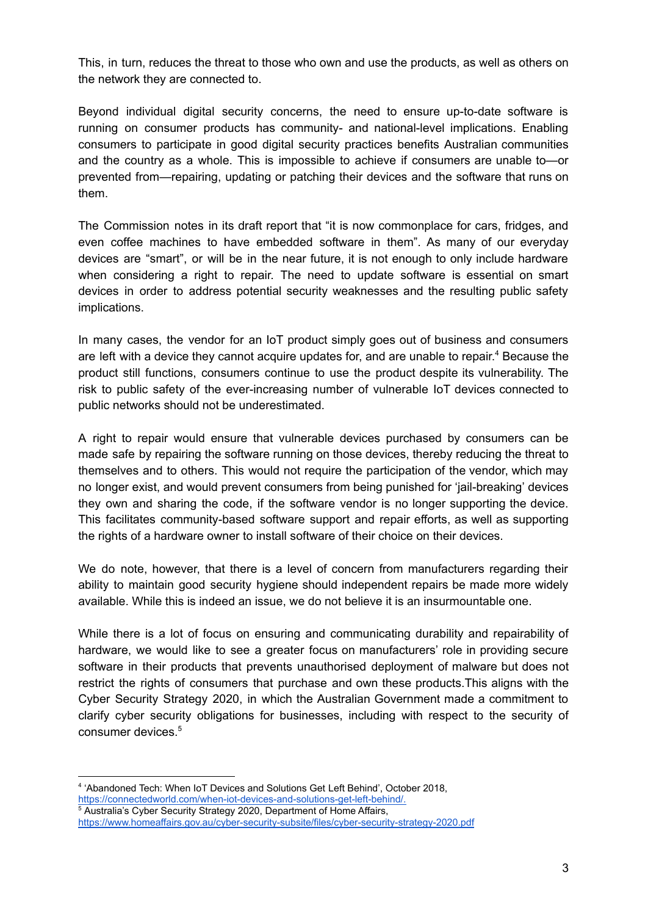This, in turn, reduces the threat to those who own and use the products, as well as others on the network they are connected to.

Beyond individual digital security concerns, the need to ensure up-to-date software is running on consumer products has community- and national-level implications. Enabling consumers to participate in good digital security practices benefits Australian communities and the country as a whole. This is impossible to achieve if consumers are unable to—or prevented from—repairing, updating or patching their devices and the software that runs on them.

The Commission notes in its draft report that "it is now commonplace for cars, fridges, and even coffee machines to have embedded software in them". As many of our everyday devices are "smart", or will be in the near future, it is not enough to only include hardware when considering a right to repair. The need to update software is essential on smart devices in order to address potential security weaknesses and the resulting public safety implications.

In many cases, the vendor for an IoT product simply goes out of business and consumers are left with a device they cannot acquire updates for, and are unable to repair.[4] Because the product still functions, consumers continue to use the product despite its vulnerability. The risk to public safety of the ever-increasing number of vulnerable IoT devices connected to public networks should not be underestimated.

A right to repair would ensure that vulnerable devices purchased by consumers can be made safe by repairing the software running on those devices, thereby reducing the threat to themselves and to others. This would not require the participation of the vendor, which may no longer exist, and would prevent consumers from being punished for 'jail-breaking' devices they own and sharing the code, if the software vendor is no longer supporting the device. This facilitates community-based software support and repair efforts, as well as supporting the rights of a hardware owner to install software of their choice on their devices.

We do note, however, that there is a level of concern from manufacturers regarding their ability to maintain good security hygiene should independent repairs be made more widely available. While this is indeed an issue, we do not believe it is an insurmountable one.

While there is a lot of focus on ensuring and communicating durability and repairability of hardware, we would like to see a greater focus on manufacturers' role in providing secure software in their products that prevents unauthorised deployment of malware but does not restrict the rights of consumers that purchase and own these products.This aligns with the Cyber Security Strategy 2020, in which the Australian Government made a commitment to clarify cyber security obligations for businesses, including with respect to the security of consumer devices.[5]

---

[4] 'Abandoned Tech: When IoT Devices and Solutions Get Left Behind', October 2018, https://connectedworld.com/when-iot-devices-and-solutions-get-left-behind/.

[5] Australia's Cyber Security Strategy 2020, Department of Home Affairs, https://www.homeaffairs.gov.au/cyber-security-subsite/files/cyber-security-strategy-2020.pdf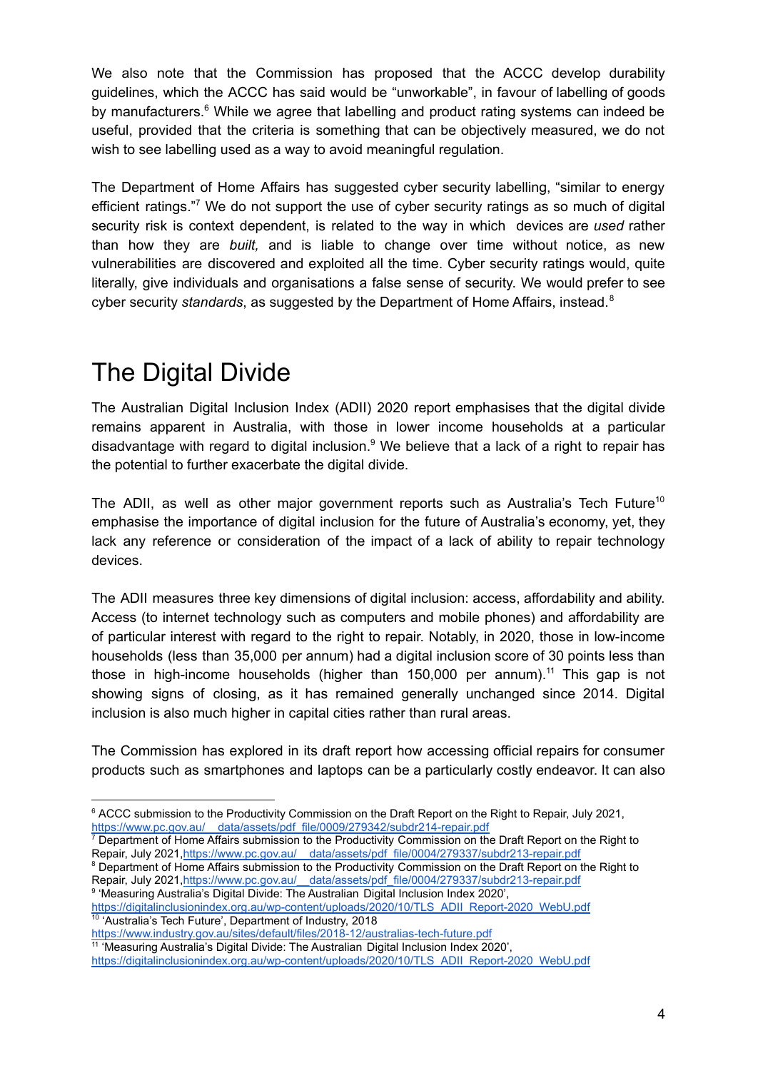We also note that the Commission has proposed that the ACCC develop durability guidelines, which the ACCC has said would be "unworkable", in favour of labelling of goods by manufacturers.[6] While we agree that labelling and product rating systems can indeed be useful, provided that the criteria is something that can be objectively measured, we do not wish to see labelling used as a way to avoid meaningful regulation.

The Department of Home Affairs has suggested cyber security labelling, "similar to energy efficient ratings."[7] We do not support the use of cyber security ratings as so much of digital security risk is context dependent, is related to the way in which devices are *used* rather than how they are *built,* and is liable to change over time without notice, as new vulnerabilities are discovered and exploited all the time. Cyber security ratings would, quite literally, give individuals and organisations a false sense of security. We would prefer to see cyber security *standards*, as suggested by the Department of Home Affairs, instead.[8]

# The Digital Divide

The Australian Digital Inclusion Index (ADII) 2020 report emphasises that the digital divide remains apparent in Australia, with those in lower income households at a particular disadvantage with regard to digital inclusion.[9] We believe that a lack of a right to repair has the potential to further exacerbate the digital divide.

The ADII, as well as other major government reports such as Australia's Tech Future[10] emphasise the importance of digital inclusion for the future of Australia's economy, yet, they lack any reference or consideration of the impact of a lack of ability to repair technology devices.

The ADII measures three key dimensions of digital inclusion: access, affordability and ability. Access (to internet technology such as computers and mobile phones) and affordability are of particular interest with regard to the right to repair. Notably, in 2020, those in low-income households (less than 35,000 per annum) had a digital inclusion score of 30 points less than those in high-income households (higher than 150,000 per annum).[11] This gap is not showing signs of closing, as it has remained generally unchanged since 2014. Digital inclusion is also much higher in capital cities rather than rural areas.

The Commission has explored in its draft report how accessing official repairs for consumer products such as smartphones and laptops can be a particularly costly endeavor. It can also

---

[6] ACCC submission to the Productivity Commission on the Draft Report on the Right to Repair, July 2021, https://www.pc.gov.au/__data/assets/pdf_file/0009/279342/subdr214-repair.pdf

[7] Department of Home Affairs submission to the Productivity Commission on the Draft Report on the Right to Repair, July 2021, https://www.pc.gov.au/__data/assets/pdf_file/0004/279337/subdr213-repair.pdf

[8] Department of Home Affairs submission to the Productivity Commission on the Draft Report on the Right to Repair, July 2021, https://www.pc.gov.au/__data/assets/pdf_file/0004/279337/subdr213-repair.pdf

[9] 'Measuring Australia's Digital Divide: The Australian Digital Inclusion Index 2020', https://digitalinclusionindex.org.au/wp-content/uploads/2020/10/TLS_ADII_Report-2020_WebU.pdf

[10] 'Australia's Tech Future', Department of Industry, 2018 https://www.industry.gov.au/sites/default/files/2018-12/australias-tech-future.pdf

[11] 'Measuring Australia's Digital Divide: The Australian Digital Inclusion Index 2020', https://digitalinclusionindex.org.au/wp-content/uploads/2020/10/TLS_ADII_Report-2020_WebU.pdf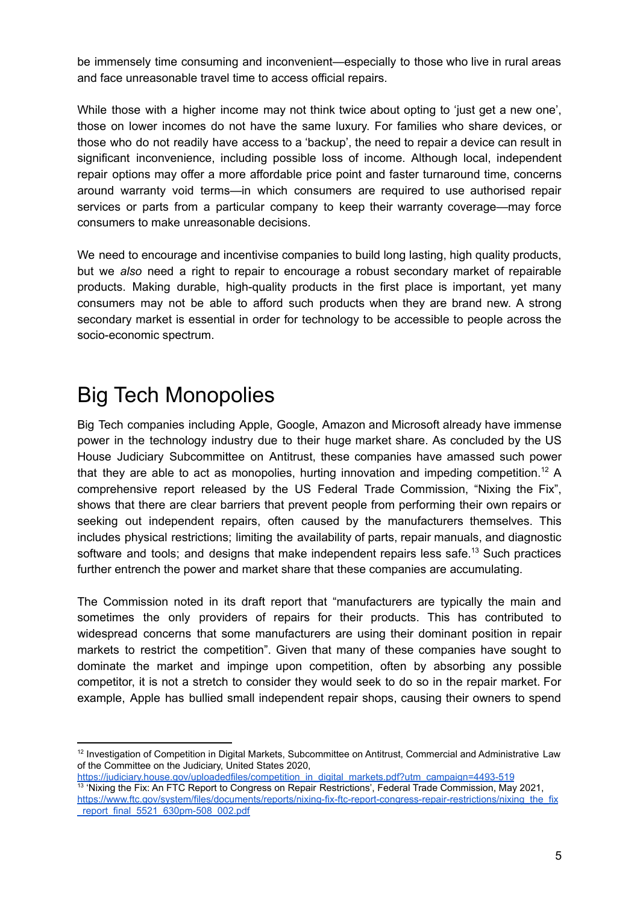be immensely time consuming and inconvenient—especially to those who live in rural areas and face unreasonable travel time to access official repairs.

While those with a higher income may not think twice about opting to 'just get a new one', those on lower incomes do not have the same luxury. For families who share devices, or those who do not readily have access to a 'backup', the need to repair a device can result in significant inconvenience, including possible loss of income. Although local, independent repair options may offer a more affordable price point and faster turnaround time, concerns around warranty void terms—in which consumers are required to use authorised repair services or parts from a particular company to keep their warranty coverage—may force consumers to make unreasonable decisions.

We need to encourage and incentivise companies to build long lasting, high quality products, but we *also* need a right to repair to encourage a robust secondary market of repairable products. Making durable, high-quality products in the first place is important, yet many consumers may not be able to afford such products when they are brand new. A strong secondary market is essential in order for technology to be accessible to people across the socio-economic spectrum.

# Big Tech Monopolies

Big Tech companies including Apple, Google, Amazon and Microsoft already have immense power in the technology industry due to their huge market share. As concluded by the US House Judiciary Subcommittee on Antitrust, these companies have amassed such power that they are able to act as monopolies, hurting innovation and impeding competition.[12] A comprehensive report released by the US Federal Trade Commission, "Nixing the Fix", shows that there are clear barriers that prevent people from performing their own repairs or seeking out independent repairs, often caused by the manufacturers themselves. This includes physical restrictions; limiting the availability of parts, repair manuals, and diagnostic software and tools; and designs that make independent repairs less safe.[13] Such practices further entrench the power and market share that these companies are accumulating.

The Commission noted in its draft report that "manufacturers are typically the main and sometimes the only providers of repairs for their products. This has contributed to widespread concerns that some manufacturers are using their dominant position in repair markets to restrict the competition". Given that many of these companies have sought to dominate the market and impinge upon competition, often by absorbing any possible competitor, it is not a stretch to consider they would seek to do so in the repair market. For example, Apple has bullied small independent repair shops, causing their owners to spend

---

[12] Investigation of Competition in Digital Markets, Subcommittee on Antitrust, Commercial and Administrative Law of the Committee on the Judiciary, United States 2020, https://judiciary.house.gov/uploadedfiles/competition_in_digital_markets.pdf?utm_campaign=4493-519

[13] 'Nixing the Fix: An FTC Report to Congress on Repair Restrictions', Federal Trade Commission, May 2021, https://www.ftc.gov/system/files/documents/reports/nixing-fix-ftc-report-congress-repair-restrictions/nixing_the_fix_report_final_5521_630pm-508_002.pdf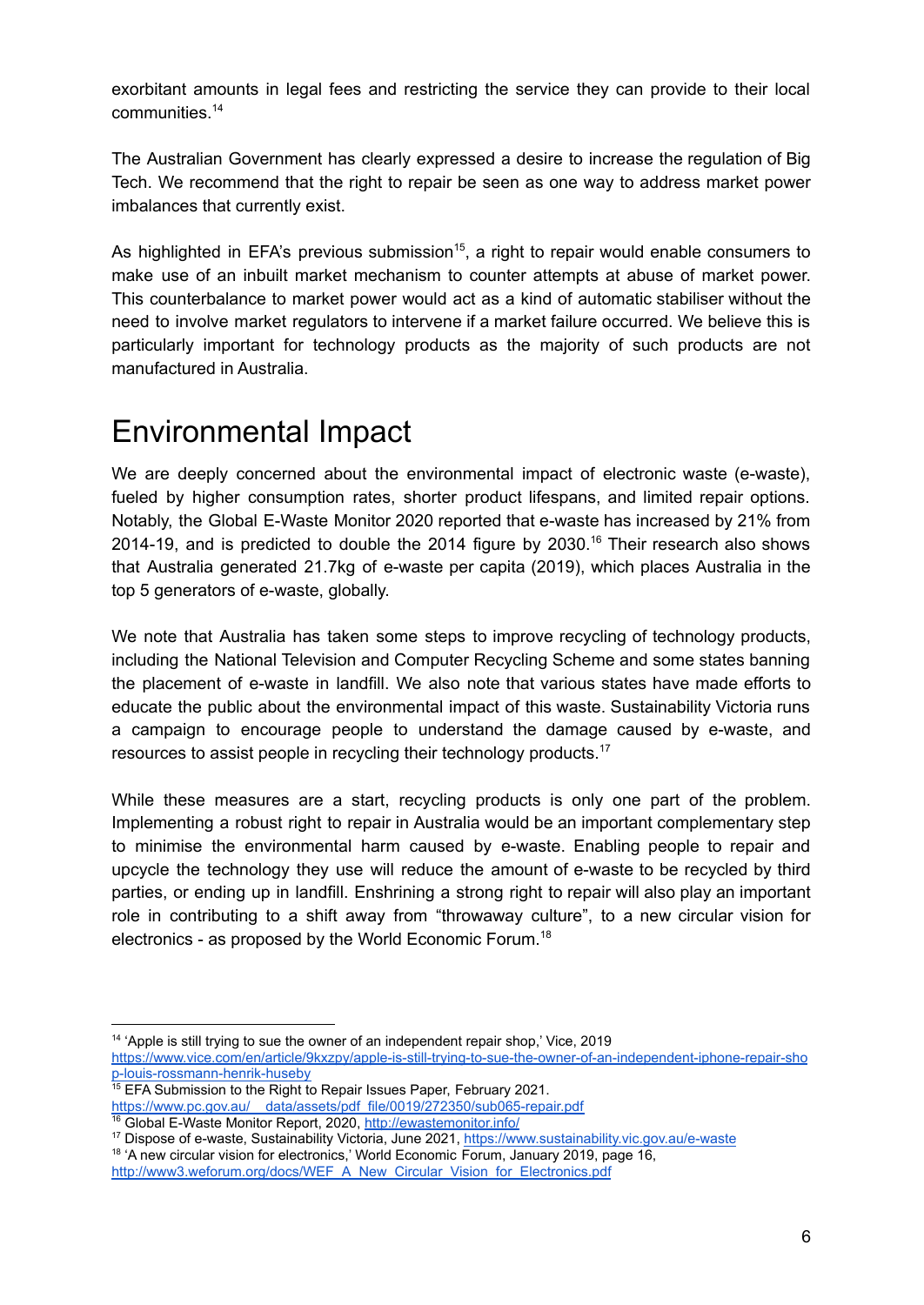exorbitant amounts in legal fees and restricting the service they can provide to their local communities.[14]

The Australian Government has clearly expressed a desire to increase the regulation of Big Tech. We recommend that the right to repair be seen as one way to address market power imbalances that currently exist.

As highlighted in EFA's previous submission[15], a right to repair would enable consumers to make use of an inbuilt market mechanism to counter attempts at abuse of market power. This counterbalance to market power would act as a kind of automatic stabiliser without the need to involve market regulators to intervene if a market failure occurred. We believe this is particularly important for technology products as the majority of such products are not manufactured in Australia.

# Environmental Impact

We are deeply concerned about the environmental impact of electronic waste (e-waste), fueled by higher consumption rates, shorter product lifespans, and limited repair options. Notably, the Global E-Waste Monitor 2020 reported that e-waste has increased by 21% from 2014-19, and is predicted to double the 2014 figure by 2030.[16] Their research also shows that Australia generated 21.7kg of e-waste per capita (2019), which places Australia in the top 5 generators of e-waste, globally.

We note that Australia has taken some steps to improve recycling of technology products, including the National Television and Computer Recycling Scheme and some states banning the placement of e-waste in landfill. We also note that various states have made efforts to educate the public about the environmental impact of this waste. Sustainability Victoria runs a campaign to encourage people to understand the damage caused by e-waste, and resources to assist people in recycling their technology products.[17]

While these measures are a start, recycling products is only one part of the problem. Implementing a robust right to repair in Australia would be an important complementary step to minimise the environmental harm caused by e-waste. Enabling people to repair and upcycle the technology they use will reduce the amount of e-waste to be recycled by third parties, or ending up in landfill. Enshrining a strong right to repair will also play an important role in contributing to a shift away from "throwaway culture", to a new circular vision for electronics - as proposed by the World Economic Forum.[18]

---

[14] 'Apple is still trying to sue the owner of an independent repair shop,' Vice, 2019 https://www.vice.com/en/article/9kxzpy/apple-is-still-trying-to-sue-the-owner-of-an-independent-iphone-repair-shop-louis-rossmann-henrik-huseby

[15] EFA Submission to the Right to Repair Issues Paper, February 2021. https://www.pc.gov.au/__data/assets/pdf_file/0019/272350/sub065-repair.pdf

[16] Global E-Waste Monitor Report, 2020, http://ewastemonitor.info/

[17] Dispose of e-waste, Sustainability Victoria, June 2021, https://www.sustainability.vic.gov.au/e-waste

[18] 'A new circular vision for electronics,' World Economic Forum, January 2019, page 16, http://www3.weforum.org/docs/WEF_A_New_Circular_Vision_for_Electronics.pdf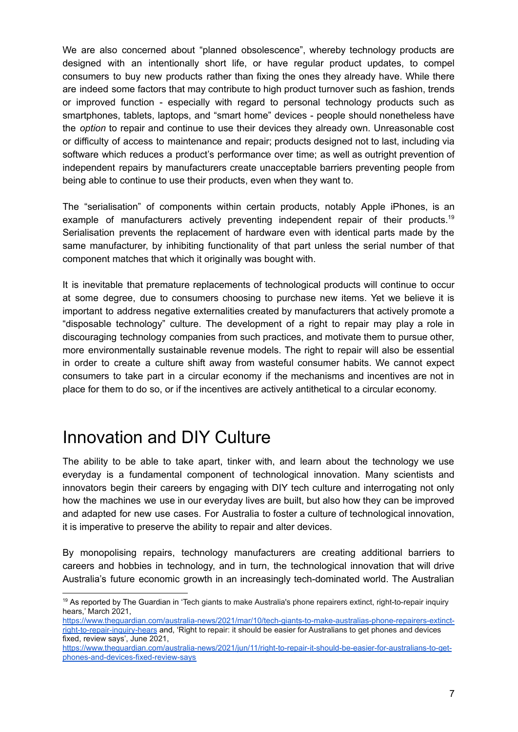We are also concerned about "planned obsolescence", whereby technology products are designed with an intentionally short life, or have regular product updates, to compel consumers to buy new products rather than fixing the ones they already have. While there are indeed some factors that may contribute to high product turnover such as fashion, trends or improved function - especially with regard to personal technology products such as smartphones, tablets, laptops, and "smart home" devices - people should nonetheless have the *option* to repair and continue to use their devices they already own. Unreasonable cost or difficulty of access to maintenance and repair; products designed not to last, including via software which reduces a product's performance over time; as well as outright prevention of independent repairs by manufacturers create unacceptable barriers preventing people from being able to continue to use their products, even when they want to.

The "serialisation" of components within certain products, notably Apple iPhones, is an example of manufacturers actively preventing independent repair of their products.[19] Serialisation prevents the replacement of hardware even with identical parts made by the same manufacturer, by inhibiting functionality of that part unless the serial number of that component matches that which it originally was bought with.

It is inevitable that premature replacements of technological products will continue to occur at some degree, due to consumers choosing to purchase new items. Yet we believe it is important to address negative externalities created by manufacturers that actively promote a "disposable technology" culture. The development of a right to repair may play a role in discouraging technology companies from such practices, and motivate them to pursue other, more environmentally sustainable revenue models. The right to repair will also be essential in order to create a culture shift away from wasteful consumer habits. We cannot expect consumers to take part in a circular economy if the mechanisms and incentives are not in place for them to do so, or if the incentives are actively antithetical to a circular economy.

# Innovation and DIY Culture

The ability to be able to take apart, tinker with, and learn about the technology we use everyday is a fundamental component of technological innovation. Many scientists and innovators begin their careers by engaging with DIY tech culture and interrogating not only how the machines we use in our everyday lives are built, but also how they can be improved and adapted for new use cases. For Australia to foster a culture of technological innovation, it is imperative to preserve the ability to repair and alter devices.

By monopolising repairs, technology manufacturers are creating additional barriers to careers and hobbies in technology, and in turn, the technological innovation that will drive Australia's future economic growth in an increasingly tech-dominated world. The Australian

[19] As reported by The Guardian in 'Tech giants to make Australia's phone repairers extinct, right-to-repair inquiry hears,' March 2021, https://www.theguardian.com/australia-news/2021/mar/10/tech-giants-to-make-australias-phone-repairers-extinct-right-to-repair-inquiry-hears and, 'Right to repair: it should be easier for Australians to get phones and devices fixed, review says', June 2021, https://www.theguardian.com/australia-news/2021/jun/11/right-to-repair-it-should-be-easier-for-australians-to-get-phones-and-devices-fixed-review-says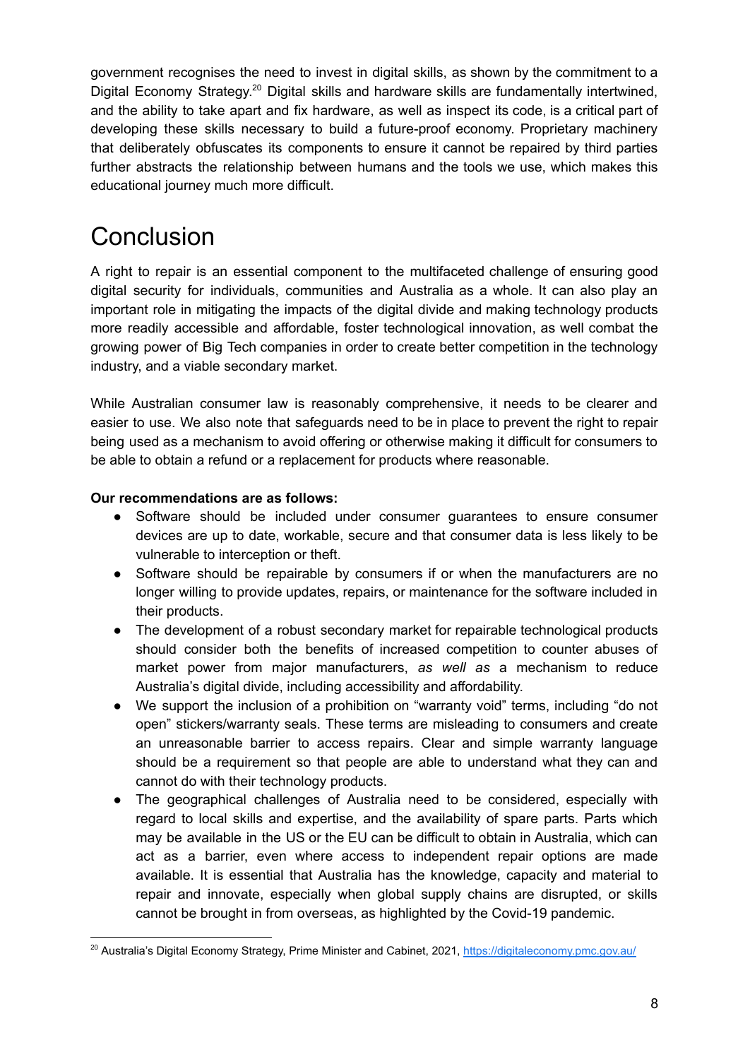government recognises the need to invest in digital skills, as shown by the commitment to a Digital Economy Strategy.[20] Digital skills and hardware skills are fundamentally intertwined, and the ability to take apart and fix hardware, as well as inspect its code, is a critical part of developing these skills necessary to build a future-proof economy. Proprietary machinery that deliberately obfuscates its components to ensure it cannot be repaired by third parties further abstracts the relationship between humans and the tools we use, which makes this educational journey much more difficult.

# Conclusion

A right to repair is an essential component to the multifaceted challenge of ensuring good digital security for individuals, communities and Australia as a whole. It can also play an important role in mitigating the impacts of the digital divide and making technology products more readily accessible and affordable, foster technological innovation, as well combat the growing power of Big Tech companies in order to create better competition in the technology industry, and a viable secondary market.

While Australian consumer law is reasonably comprehensive, it needs to be clearer and easier to use. We also note that safeguards need to be in place to prevent the right to repair being used as a mechanism to avoid offering or otherwise making it difficult for consumers to be able to obtain a refund or a replacement for products where reasonable.

**Our recommendations are as follows:**

- Software should be included under consumer guarantees to ensure consumer devices are up to date, workable, secure and that consumer data is less likely to be vulnerable to interception or theft.
- Software should be repairable by consumers if or when the manufacturers are no longer willing to provide updates, repairs, or maintenance for the software included in their products.
- The development of a robust secondary market for repairable technological products should consider both the benefits of increased competition to counter abuses of market power from major manufacturers, *as well as* a mechanism to reduce Australia's digital divide, including accessibility and affordability.
- We support the inclusion of a prohibition on "warranty void" terms, including "do not open" stickers/warranty seals. These terms are misleading to consumers and create an unreasonable barrier to access repairs. Clear and simple warranty language should be a requirement so that people are able to understand what they can and cannot do with their technology products.
- The geographical challenges of Australia need to be considered, especially with regard to local skills and expertise, and the availability of spare parts. Parts which may be available in the US or the EU can be difficult to obtain in Australia, which can act as a barrier, even where access to independent repair options are made available. It is essential that Australia has the knowledge, capacity and material to repair and innovate, especially when global supply chains are disrupted, or skills cannot be brought in from overseas, as highlighted by the Covid-19 pandemic.

[20] Australia's Digital Economy Strategy, Prime Minister and Cabinet, 2021, https://digitaleconomy.pmc.gov.au/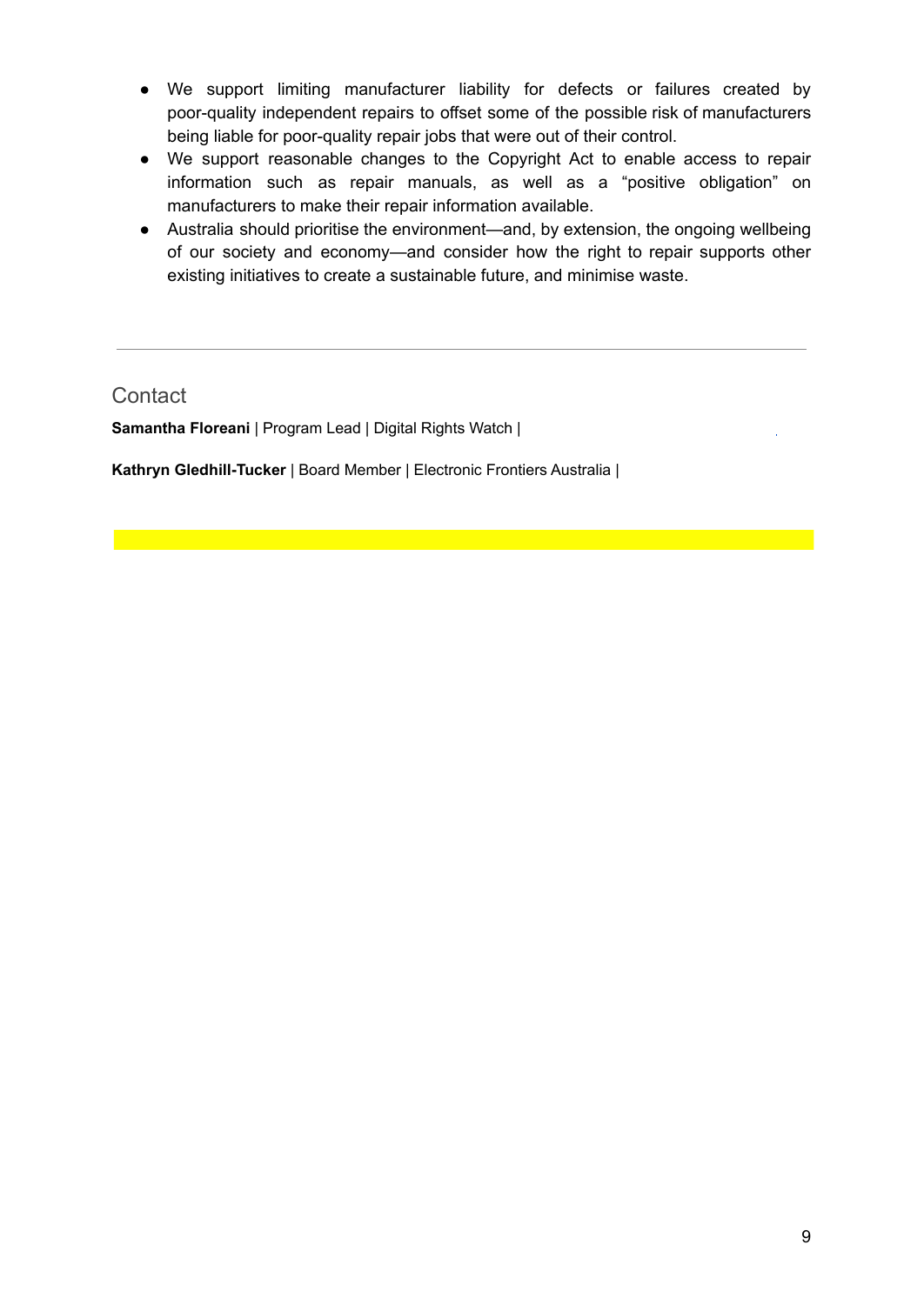- We support limiting manufacturer liability for defects or failures created by poor-quality independent repairs to offset some of the possible risk of manufacturers being liable for poor-quality repair jobs that were out of their control.
- We support reasonable changes to the Copyright Act to enable access to repair information such as repair manuals, as well as a "positive obligation" on manufacturers to make their repair information available.
- Australia should prioritise the environment—and, by extension, the ongoing wellbeing of our society and economy—and consider how the right to repair supports other existing initiatives to create a sustainable future, and minimise waste.

---

## Contact

**Samantha Floreani** | Program Lead | Digital Rights Watch |

**Kathryn Gledhill-Tucker** | Board Member | Electronic Frontiers Australia |